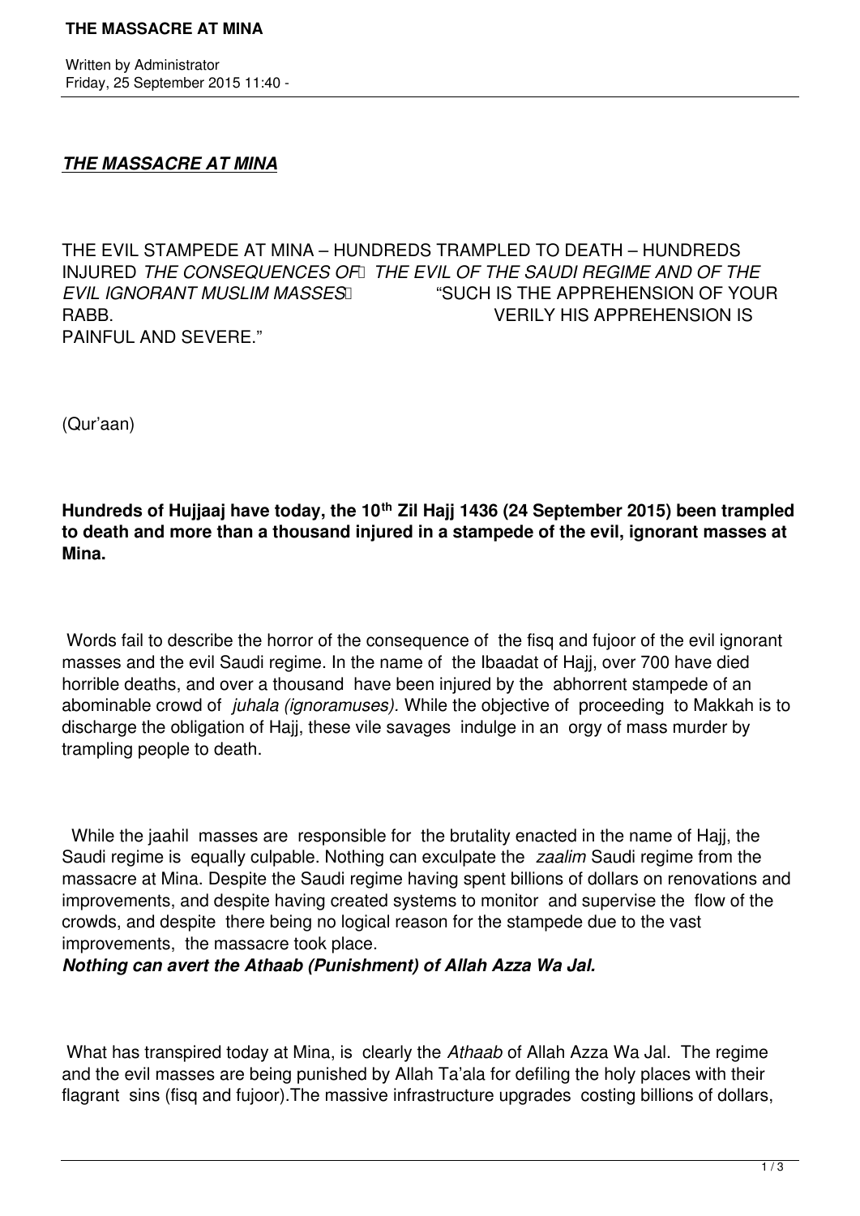Written by Administrator
Friday, 25 September 2015 11:40 -

# ***THE MASSACRE AT MINA***

THE EVIL STAMPEDE AT MINA – HUNDREDS TRAMPLED TO DEATH – HUNDREDS INJURED *THE CONSEQUENCES OF THE EVIL OF THE SAUDI REGIME AND OF THE EVIL IGNORANT MUSLIM MASSES* "SUCH IS THE APPREHENSION OF YOUR RABB. VERILY HIS APPREHENSION IS PAINFUL AND SEVERE."

(Qur'aan)

**Hundreds of Hujjaaj have today, the 10th Zil Hajj 1436 (24 September 2015) been trampled to death and more than a thousand injured in a stampede of the evil, ignorant masses at Mina.**

Words fail to describe the horror of the consequence of the fisq and fujoor of the evil ignorant masses and the evil Saudi regime. In the name of the Ibaadat of Hajj, over 700 have died horrible deaths, and over a thousand have been injured by the abhorrent stampede of an abominable crowd of *juhala (ignoramuses).* While the objective of proceeding to Makkah is to discharge the obligation of Hajj, these vile savages indulge in an orgy of mass murder by trampling people to death.

While the jaahil masses are responsible for the brutality enacted in the name of Hajj, the Saudi regime is equally culpable. Nothing can exculpate the *zaalim* Saudi regime from the massacre at Mina. Despite the Saudi regime having spent billions of dollars on renovations and improvements, and despite having created systems to monitor and supervise the flow of the crowds, and despite there being no logical reason for the stampede due to the vast improvements, the massacre took place.

***Nothing can avert the Athaab (Punishment) of Allah Azza Wa Jal.***

What has transpired today at Mina, is clearly the *Athaab* of Allah Azza Wa Jal. The regime and the evil masses are being punished by Allah Ta'ala for defiling the holy places with their flagrant sins (fisq and fujoor).The massive infrastructure upgrades costing billions of dollars,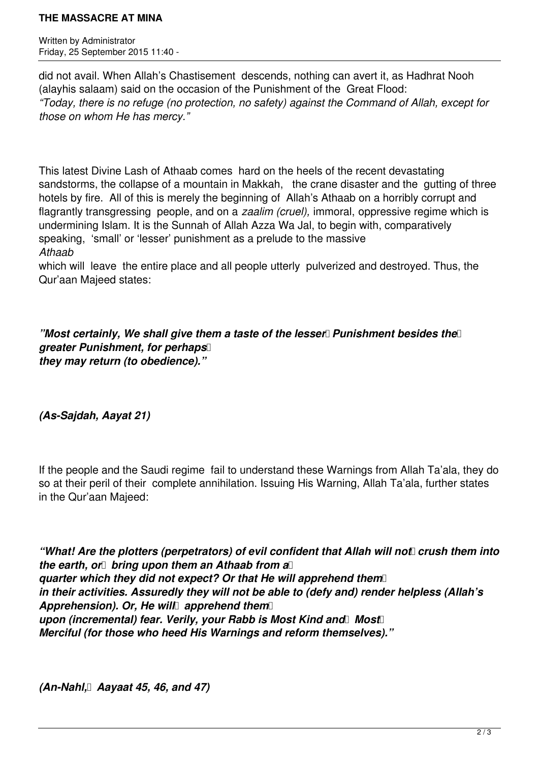did not avail. When Allah's Chastisement descends, nothing can avert it, as Hadhrat Nooh (alayhis salaam) said on the occasion of the Punishment of the Great Flood: *"Today, there is no refuge (no protection, no safety) against the Command of Allah, except for those on whom He has mercy."*

This latest Divine Lash of Athaab comes hard on the heels of the recent devastating sandstorms, the collapse of a mountain in Makkah, the crane disaster and the gutting of three hotels by fire. All of this is merely the beginning of Allah's Athaab on a horribly corrupt and flagrantly transgressing people, and on a *zaalim (cruel),* immoral, oppressive regime which is undermining Islam. It is the Sunnah of Allah Azza Wa Jal, to begin with, comparatively speaking, 'small' or 'lesser' punishment as a prelude to the massive *Athaab* which will leave the entire place and all people utterly pulverized and destroyed. Thus, the Qur'aan Majeed states:

***"Most certainly, We shall give them a taste of the lesser Punishment besides the greater Punishment, for perhaps they may return (to obedience)."***

***(As-Sajdah, Aayat 21)***

If the people and the Saudi regime fail to understand these Warnings from Allah Ta'ala, they do so at their peril of their complete annihilation. Issuing His Warning, Allah Ta'ala, further states in the Qur'aan Majeed:

***"What! Are the plotters (perpetrators) of evil confident that Allah will not crush them into the earth, or bring upon them an Athaab from a quarter which they did not expect? Or that He will apprehend them in their activities. Assuredly they will not be able to (defy and) render helpless (Allah's Apprehension). Or, He will apprehend them upon (incremental) fear. Verily, your Rabb is Most Kind and Most Merciful (for those who heed His Warnings and reform themselves)."***

***(An-Nahl, Aayaat 45, 46, and 47)***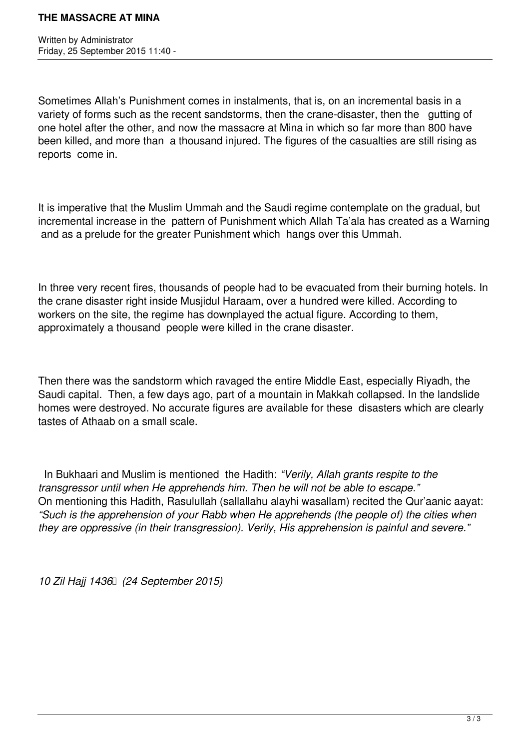Sometimes Allah's Punishment comes in instalments, that is, on an incremental basis in a variety of forms such as the recent sandstorms, then the crane-disaster, then the gutting of one hotel after the other, and now the massacre at Mina in which so far more than 800 have been killed, and more than a thousand injured. The figures of the casualties are still rising as reports come in.

It is imperative that the Muslim Ummah and the Saudi regime contemplate on the gradual, but incremental increase in the pattern of Punishment which Allah Ta'ala has created as a Warning and as a prelude for the greater Punishment which hangs over this Ummah.

In three very recent fires, thousands of people had to be evacuated from their burning hotels. In the crane disaster right inside Musjidul Haraam, over a hundred were killed. According to workers on the site, the regime has downplayed the actual figure. According to them, approximately a thousand people were killed in the crane disaster.

Then there was the sandstorm which ravaged the entire Middle East, especially Riyadh, the Saudi capital. Then, a few days ago, part of a mountain in Makkah collapsed. In the landslide homes were destroyed. No accurate figures are available for these disasters which are clearly tastes of Athaab on a small scale.

In Bukhaari and Muslim is mentioned the Hadith: *"Verily, Allah grants respite to the transgressor until when He apprehends him. Then he will not be able to escape."*
On mentioning this Hadith, Rasulullah (sallallahu alayhi wasallam) recited the Qur'aanic aayat: *"Such is the apprehension of your Rabb when He apprehends (the people of) the cities when they are oppressive (in their transgression). Verily, His apprehension is painful and severe."*

*10 Zil Hajj 1436 (24 September 2015)*